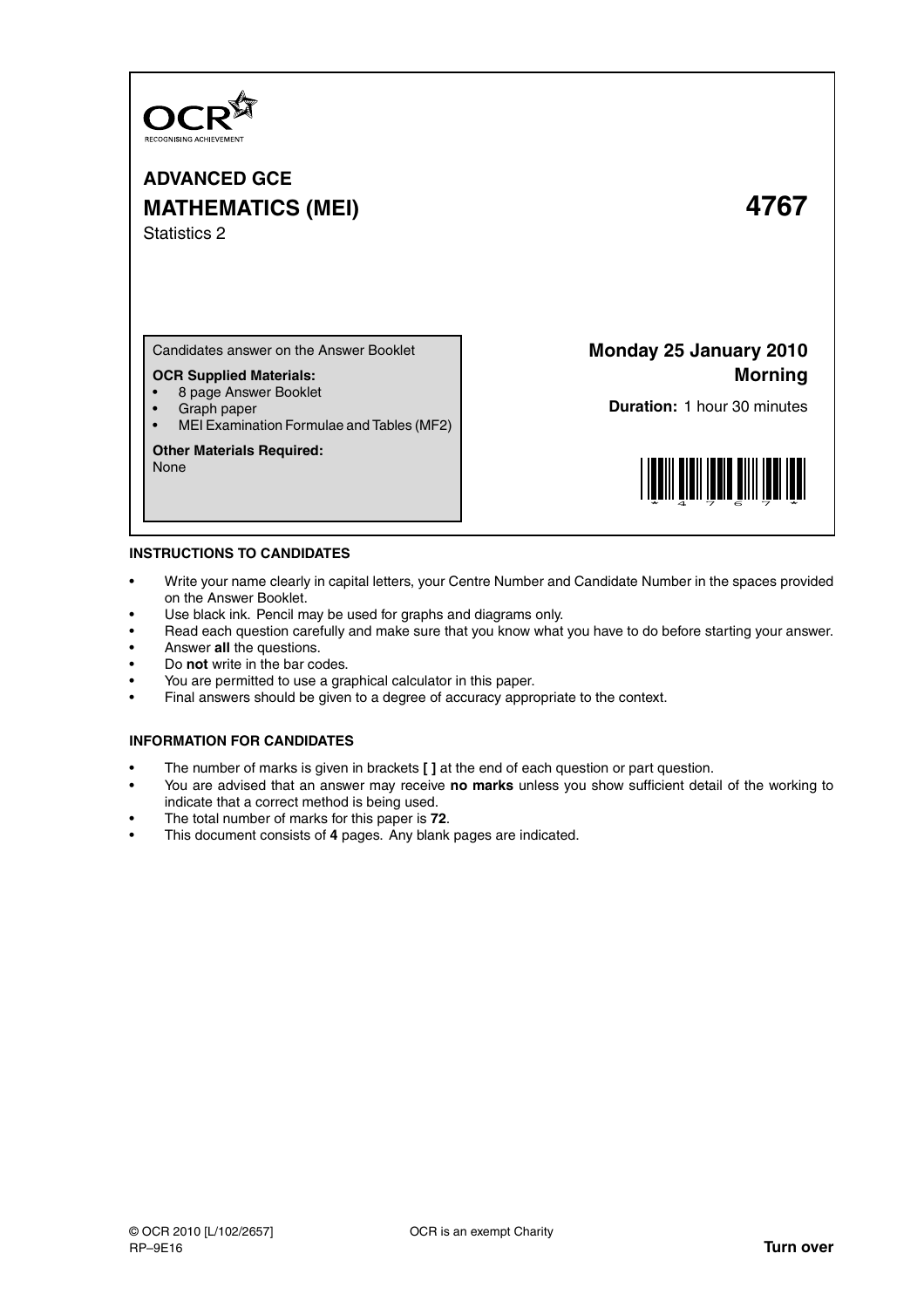OCR
RECOGNISING ACHIEVEMENT

# ADVANCED GCE
# MATHEMATICS (MEI) 4767

Statistics 2

Candidates answer on the Answer Booklet

**OCR Supplied Materials:**
- 8 page Answer Booklet
- Graph paper
- MEI Examination Formulae and Tables (MF2)

**Other Materials Required:**
None

**Monday 25 January 2010**
**Morning**

**Duration:** 1 hour 30 minutes

## INSTRUCTIONS TO CANDIDATES

- Write your name clearly in capital letters, your Centre Number and Candidate Number in the spaces provided on the Answer Booklet.
- Use black ink. Pencil may be used for graphs and diagrams only.
- Read each question carefully and make sure that you know what you have to do before starting your answer.
- Answer **all** the questions.
- Do **not** write in the bar codes.
- You are permitted to use a graphical calculator in this paper.
- Final answers should be given to a degree of accuracy appropriate to the context.

## INFORMATION FOR CANDIDATES

- The number of marks is given in brackets **[ ]** at the end of each question or part question.
- You are advised that an answer may receive **no marks** unless you show sufficient detail of the working to indicate that a correct method is being used.
- The total number of marks for this paper is **72**.
- This document consists of **4** pages. Any blank pages are indicated.

© OCR 2010 [L/102/2657] OCR is an exempt Charity
RP–9E16

**Turn over**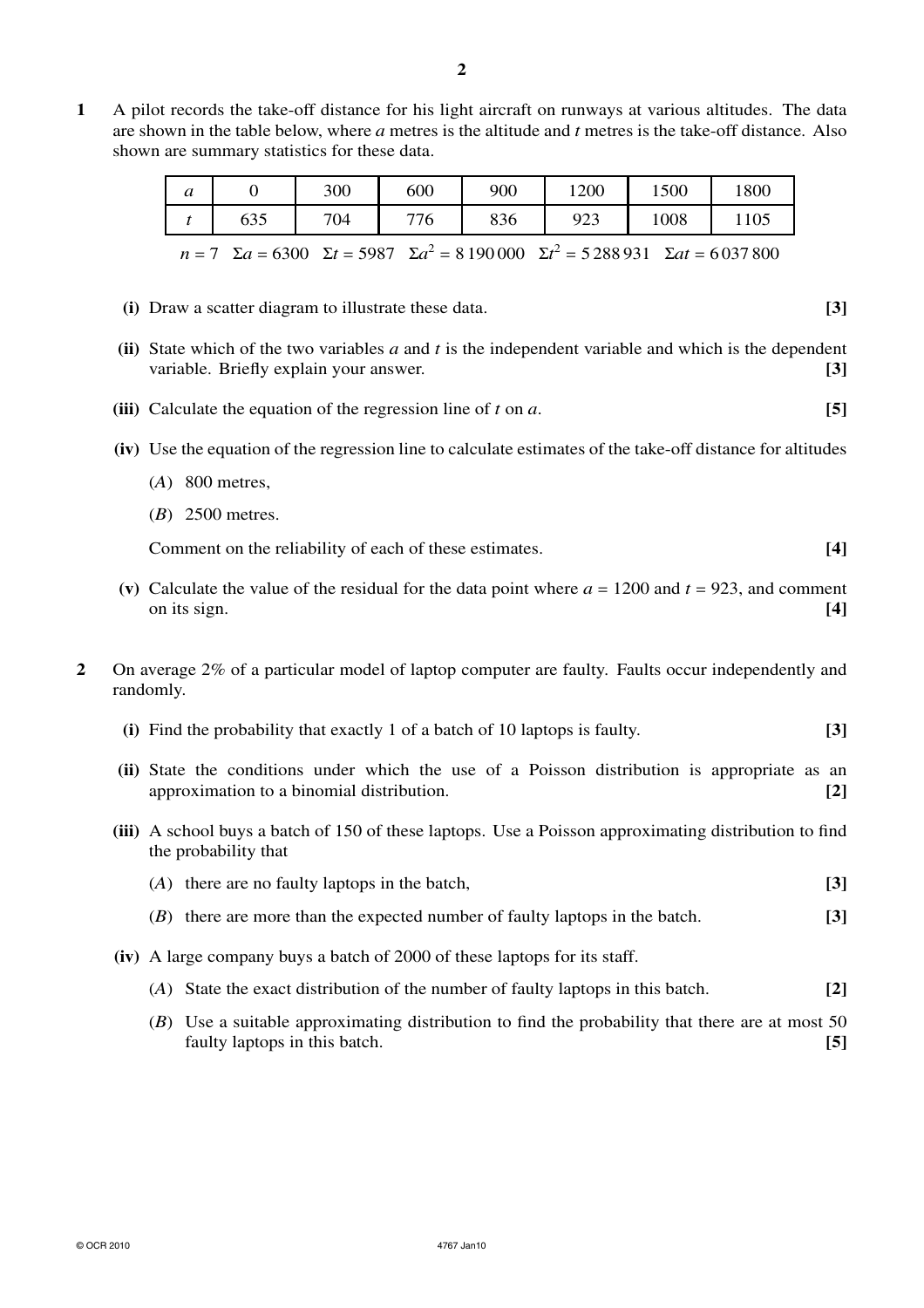**1** A pilot records the take-off distance for his light aircraft on runways at various altitudes. The data are shown in the table below, where $a$ metres is the altitude and $t$ metres is the take-off distance. Also shown are summary statistics for these data.

| $a$ | 0 | 300 | 600 | 900 | 1200 | 1500 | 1800 |
|---|---|---|---|---|---|---|---|
| $t$ | 635 | 704 | 776 | 836 | 923 | 1008 | 1105 |

$n = 7 \quad \Sigma a = 6300 \quad \Sigma t = 5987 \quad \Sigma a^2 = 8\,190\,000 \quad \Sigma t^2 = 5\,288\,931 \quad \Sigma at = 6\,037\,800$

**(i)** Draw a scatter diagram to illustrate these data. **[3]**

**(ii)** State which of the two variables $a$ and $t$ is the independent variable and which is the dependent variable. Briefly explain your answer. **[3]**

**(iii)** Calculate the equation of the regression line of $t$ on $a$. **[5]**

**(iv)** Use the equation of the regression line to calculate estimates of the take-off distance for altitudes

(*A*) 800 metres,

(*B*) 2500 metres.

Comment on the reliability of each of these estimates. **[4]**

**(v)** Calculate the value of the residual for the data point where $a = 1200$ and $t = 923$, and comment on its sign. **[4]**

**2** On average 2% of a particular model of laptop computer are faulty. Faults occur independently and randomly.

**(i)** Find the probability that exactly 1 of a batch of 10 laptops is faulty. **[3]**

**(ii)** State the conditions under which the use of a Poisson distribution is appropriate as an approximation to a binomial distribution. **[2]**

**(iii)** A school buys a batch of 150 of these laptops. Use a Poisson approximating distribution to find the probability that

(*A*) there are no faulty laptops in the batch, **[3]**

(*B*) there are more than the expected number of faulty laptops in the batch. **[3]**

**(iv)** A large company buys a batch of 2000 of these laptops for its staff.

(*A*) State the exact distribution of the number of faulty laptops in this batch. **[2]**

(*B*) Use a suitable approximating distribution to find the probability that there are at most 50 faulty laptops in this batch. **[5]**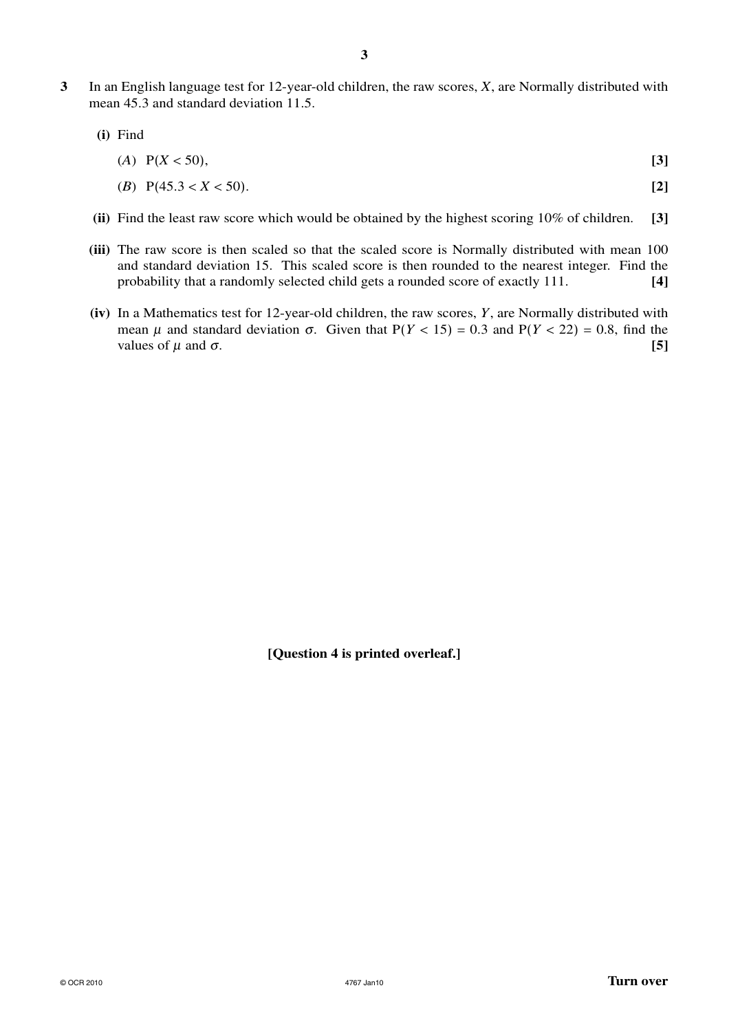**3** In an English language test for 12-year-old children, the raw scores, $X$, are Normally distributed with mean 45.3 and standard deviation 11.5.

**(i)** Find

($A$) $P(X < 50)$, **[3]**

($B$) $P(45.3 < X < 50)$. **[2]**

**(ii)** Find the least raw score which would be obtained by the highest scoring 10% of children. **[3]**

**(iii)** The raw score is then scaled so that the scaled score is Normally distributed with mean 100 and standard deviation 15. This scaled score is then rounded to the nearest integer. Find the probability that a randomly selected child gets a rounded score of exactly 111. **[4]**

**(iv)** In a Mathematics test for 12-year-old children, the raw scores, $Y$, are Normally distributed with mean $\mu$ and standard deviation $\sigma$. Given that $P(Y < 15) = 0.3$ and $P(Y < 22) = 0.8$, find the values of $\mu$ and $\sigma$. **[5]**

**[Question 4 is printed overleaf.]**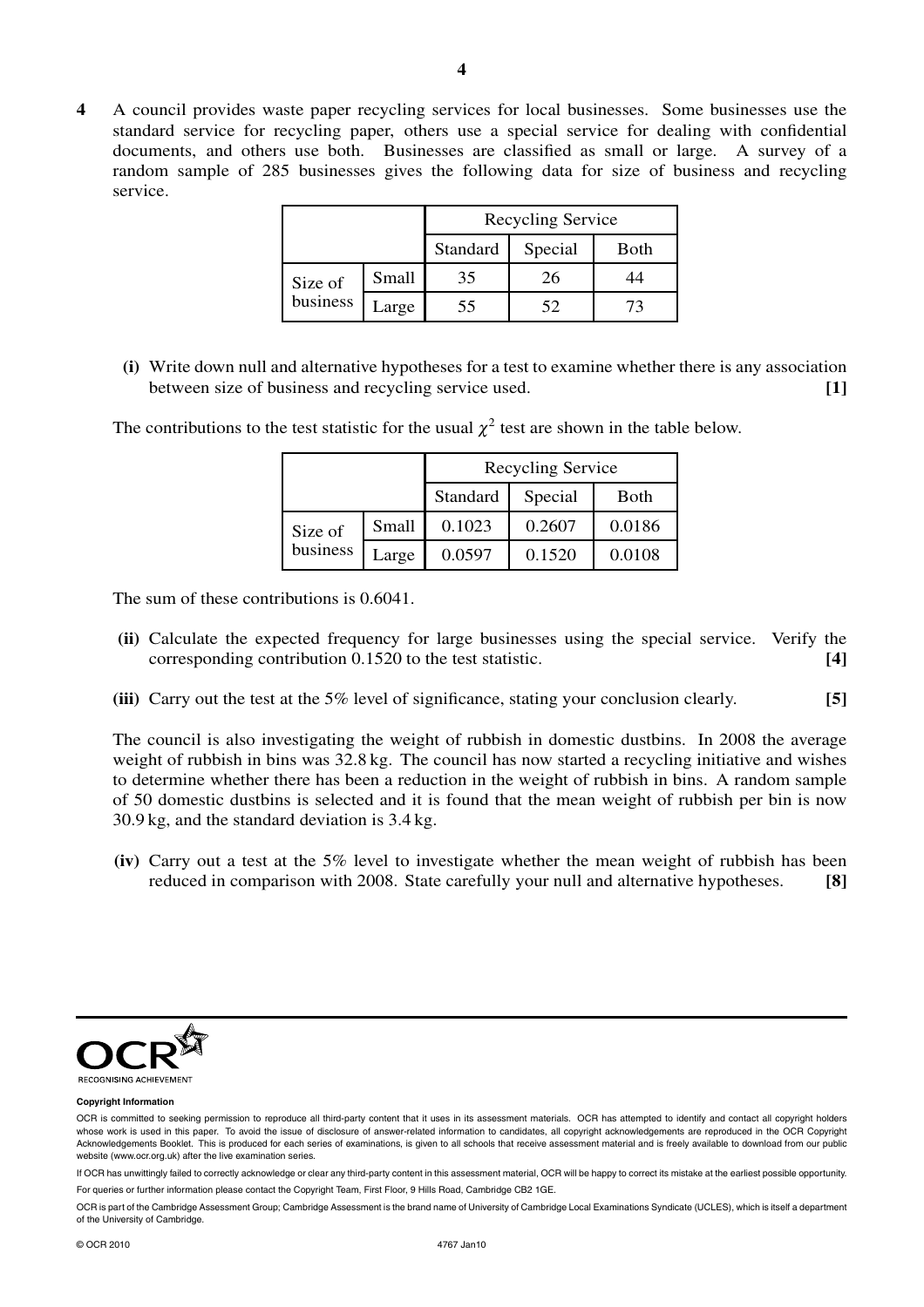**4** A council provides waste paper recycling services for local businesses. Some businesses use the standard service for recycling paper, others use a special service for dealing with confidential documents, and others use both. Businesses are classified as small or large. A survey of a random sample of 285 businesses gives the following data for size of business and recycling service.

| | | Recycling Service | | |
|---|---|---|---|---|
| | | Standard | Special | Both |
| Size of business | Small | 35 | 26 | 44 |
| | Large | 55 | 52 | 73 |

**(i)** Write down null and alternative hypotheses for a test to examine whether there is any association between size of business and recycling service used. **[1]**

The contributions to the test statistic for the usual $\chi^2$ test are shown in the table below.

| | | Recycling Service | | |
|---|---|---|---|---|
| | | Standard | Special | Both |
| Size of business | Small | 0.1023 | 0.2607 | 0.0186 |
| | Large | 0.0597 | 0.1520 | 0.0108 |

The sum of these contributions is 0.6041.

**(ii)** Calculate the expected frequency for large businesses using the special service. Verify the corresponding contribution 0.1520 to the test statistic. **[4]**

**(iii)** Carry out the test at the 5% level of significance, stating your conclusion clearly. **[5]**

The council is also investigating the weight of rubbish in domestic dustbins. In 2008 the average weight of rubbish in bins was 32.8 kg. The council has now started a recycling initiative and wishes to determine whether there has been a reduction in the weight of rubbish in bins. A random sample of 50 domestic dustbins is selected and it is found that the mean weight of rubbish per bin is now 30.9 kg, and the standard deviation is 3.4 kg.

**(iv)** Carry out a test at the 5% level to investigate whether the mean weight of rubbish has been reduced in comparison with 2008. State carefully your null and alternative hypotheses. **[8]**

**Copyright Information**

OCR is committed to seeking permission to reproduce all third-party content that it uses in its assessment materials. OCR has attempted to identify and contact all copyright holders whose work is used in this paper. To avoid the issue of disclosure of answer-related information to candidates, all copyright acknowledgements are reproduced in the OCR Copyright Acknowledgements Booklet. This is produced for each series of examinations, is given to all schools that receive assessment material and is freely available to download from our public website (www.ocr.org.uk) after the live examination series.

If OCR has unwittingly failed to correctly acknowledge or clear any third-party content in this assessment material, OCR will be happy to correct its mistake at the earliest possible opportunity.

For queries or further information please contact the Copyright Team, First Floor, 9 Hills Road, Cambridge CB2 1GE.

OCR is part of the Cambridge Assessment Group; Cambridge Assessment is the brand name of University of Cambridge Local Examinations Syndicate (UCLES), which is itself a department of the University of Cambridge.

© OCR 2010 4767 Jan10